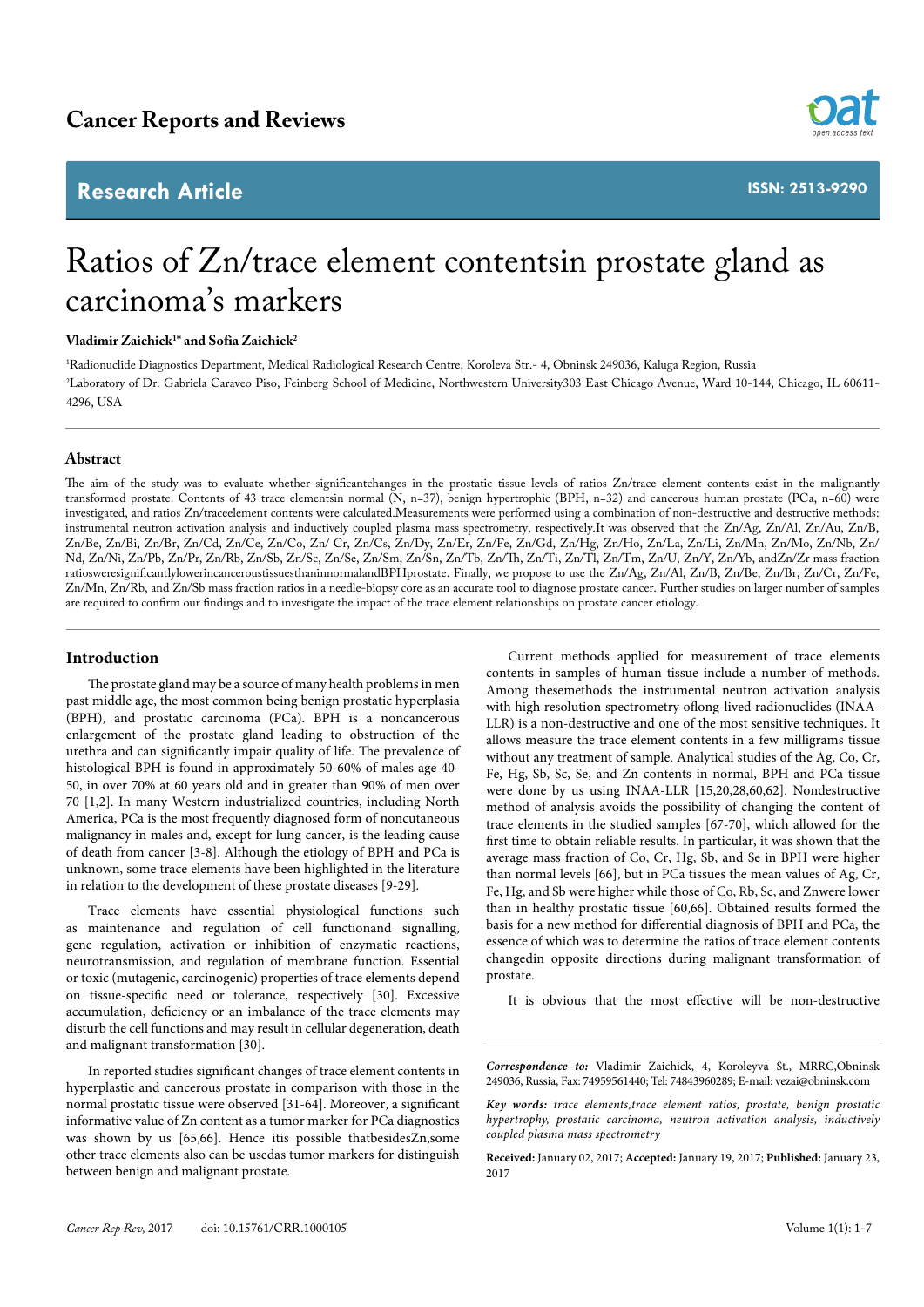Cancer Reports and Reviews

Research Article

ISSN: 2513-9290

# Ratios of Zn/trace element contentsin prostate gland as carcinoma's markers

**Vladimir Zaichick[1]* and Sofia Zaichick[2]**

[1]Radionuclide Diagnostics Department, Medical Radiological Research Centre, Koroleva Str.- 4, Obninsk 249036, Kaluga Region, Russia

[2]Laboratory of Dr. Gabriela Caraveo Piso, Feinberg School of Medicine, Northwestern University303 East Chicago Avenue, Ward 10-144, Chicago, IL 60611-4296, USA

## Abstract

The aim of the study was to evaluate whether significantchanges in the prostatic tissue levels of ratios Zn/trace element contents exist in the malignantly transformed prostate. Contents of 43 trace elementsin normal (N, n=37), benign hypertrophic (BPH, n=32) and cancerous human prostate (PCa, n=60) were investigated, and ratios Zn/traceelement contents were calculated.Measurements were performed using a combination of non-destructive and destructive methods: instrumental neutron activation analysis and inductively coupled plasma mass spectrometry, respectively.It was observed that the Zn/Ag, Zn/Al, Zn/Au, Zn/B, Zn/Be, Zn/Bi, Zn/Br, Zn/Cd, Zn/Ce, Zn/Co, Zn/ Cr, Zn/Cs, Zn/Dy, Zn/Er, Zn/Fe, Zn/Gd, Zn/Hg, Zn/Ho, Zn/La, Zn/Li, Zn/Mn, Zn/Mo, Zn/Nb, Zn/Nd, Zn/Ni, Zn/Pb, Zn/Pr, Zn/Rb, Zn/Sb, Zn/Sc, Zn/Se, Zn/Sm, Zn/Sn, Zn/Tb, Zn/Th, Zn/Ti, Zn/Tl, Zn/Tm, Zn/U, Zn/Y, Zn/Yb, andZn/Zr mass fraction ratiosweresignificantlylowerincanceroustissuesthaninnormalandBPHprostate. Finally, we propose to use the Zn/Ag, Zn/Al, Zn/B, Zn/Be, Zn/Br, Zn/Cr, Zn/Fe, Zn/Mn, Zn/Rb, and Zn/Sb mass fraction ratios in a needle-biopsy core as an accurate tool to diagnose prostate cancer. Further studies on larger number of samples are required to confirm our findings and to investigate the impact of the trace element relationships on prostate cancer etiology.

## Introduction

The prostate gland may be a source of many health problems in men past middle age, the most common being benign prostatic hyperplasia (BPH), and prostatic carcinoma (PCa). BPH is a noncancerous enlargement of the prostate gland leading to obstruction of the urethra and can significantly impair quality of life. The prevalence of histological BPH is found in approximately 50-60% of males age 40-50, in over 70% at 60 years old and in greater than 90% of men over 70 [1,2]. In many Western industrialized countries, including North America, PCa is the most frequently diagnosed form of noncutaneous malignancy in males and, except for lung cancer, is the leading cause of death from cancer [3-8]. Although the etiology of BPH and PCa is unknown, some trace elements have been highlighted in the literature in relation to the development of these prostate diseases [9-29].

Trace elements have essential physiological functions such as maintenance and regulation of cell functionand signalling, gene regulation, activation or inhibition of enzymatic reactions, neurotransmission, and regulation of membrane function. Essential or toxic (mutagenic, carcinogenic) properties of trace elements depend on tissue-specific need or tolerance, respectively [30]. Excessive accumulation, deficiency or an imbalance of the trace elements may disturb the cell functions and may result in cellular degeneration, death and malignant transformation [30].

In reported studies significant changes of trace element contents in hyperplastic and cancerous prostate in comparison with those in the normal prostatic tissue were observed [31-64]. Moreover, a significant informative value of Zn content as a tumor marker for PCa diagnostics was shown by us [65,66]. Hence itis possible thatbesidesZn,some other trace elements also can be usedas tumor markers for distinguish between benign and malignant prostate.

Current methods applied for measurement of trace elements contents in samples of human tissue include a number of methods. Among thesemethods the instrumental neutron activation analysis with high resolution spectrometry oflong-lived radionuclides (INAA-LLR) is a non-destructive and one of the most sensitive techniques. It allows measure the trace element contents in a few milligrams tissue without any treatment of sample. Analytical studies of the Ag, Co, Cr, Fe, Hg, Sb, Sc, Se, and Zn contents in normal, BPH and PCa tissue were done by us using INAA-LLR [15,20,28,60,62]. Nondestructive method of analysis avoids the possibility of changing the content of trace elements in the studied samples [67-70], which allowed for the first time to obtain reliable results. In particular, it was shown that the average mass fraction of Co, Cr, Hg, Sb, and Se in BPH were higher than normal levels [66], but in PCa tissues the mean values of Ag, Cr, Fe, Hg, and Sb were higher while those of Co, Rb, Sc, and Znwere lower than in healthy prostatic tissue [60,66]. Obtained results formed the basis for a new method for differential diagnosis of BPH and PCa, the essence of which was to determine the ratios of trace element contents changedin opposite directions during malignant transformation of prostate.

It is obvious that the most effective will be non-destructive

*Correspondence to:* Vladimir Zaichick, 4, Koroleyva St., MRRC,Obninsk 249036, Russia, Fax: 74959561440; Tel: 74843960289; E-mail: vezai@obninsk.com

***Key words:*** *trace elements,trace element ratios, prostate, benign prostatic hypertrophy, prostatic carcinoma, neutron activation analysis, inductively coupled plasma mass spectrometry*

**Received:** January 02, 2017; **Accepted:** January 19, 2017; **Published:** January 23, 2017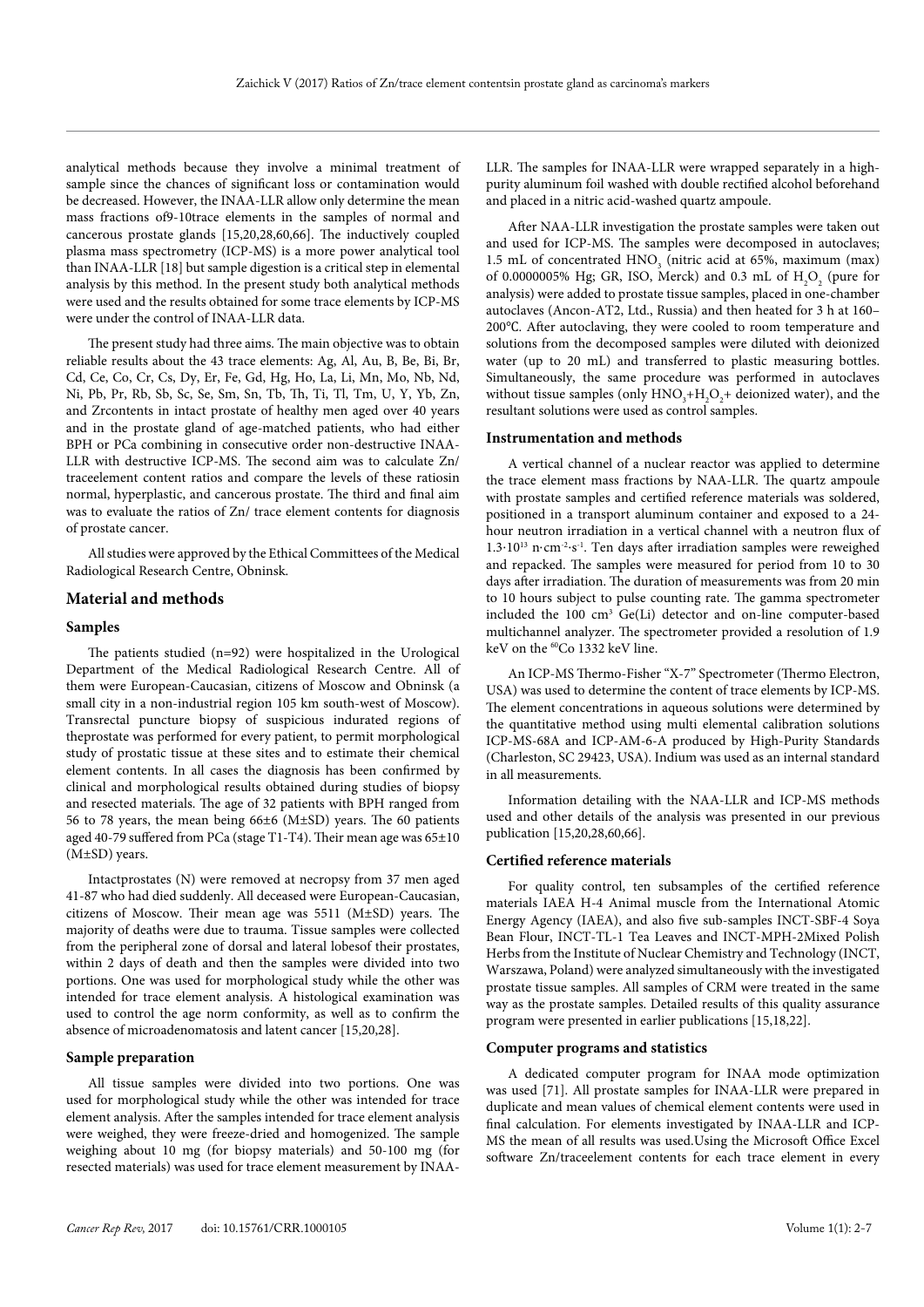analytical methods because they involve a minimal treatment of sample since the chances of significant loss or contamination would be decreased. However, the INAA-LLR allow only determine the mean mass fractions of9-10trace elements in the samples of normal and cancerous prostate glands [15,20,28,60,66]. The inductively coupled plasma mass spectrometry (ICP-MS) is a more power analytical tool than INAA-LLR [18] but sample digestion is a critical step in elemental analysis by this method. In the present study both analytical methods were used and the results obtained for some trace elements by ICP-MS were under the control of INAA-LLR data.

The present study had three aims. The main objective was to obtain reliable results about the 43 trace elements: Ag, Al, Au, B, Be, Bi, Br, Cd, Ce, Co, Cr, Cs, Dy, Er, Fe, Gd, Hg, Ho, La, Li, Mn, Mo, Nb, Nd, Ni, Pb, Pr, Rb, Sb, Sc, Se, Sm, Sn, Tb, Th, Ti, Tl, Tm, U, Y, Yb, Zn, and Zrcontents in intact prostate of healthy men aged over 40 years and in the prostate gland of age-matched patients, who had either BPH or PCa combining in consecutive order non-destructive INAA-LLR with destructive ICP-MS. The second aim was to calculate Zn/ traceelement content ratios and compare the levels of these ratiosin normal, hyperplastic, and cancerous prostate. The third and final aim was to evaluate the ratios of Zn/ trace element contents for diagnosis of prostate cancer.

All studies were approved by the Ethical Committees of the Medical Radiological Research Centre, Obninsk.

## Material and methods

### Samples

The patients studied (n=92) were hospitalized in the Urological Department of the Medical Radiological Research Centre. All of them were European-Caucasian, citizens of Moscow and Obninsk (a small city in a non-industrial region 105 km south-west of Moscow). Transrectal puncture biopsy of suspicious indurated regions of theprostate was performed for every patient, to permit morphological study of prostatic tissue at these sites and to estimate their chemical element contents. In all cases the diagnosis has been confirmed by clinical and morphological results obtained during studies of biopsy and resected materials. The age of 32 patients with BPH ranged from 56 to 78 years, the mean being 66±6 (M±SD) years. The 60 patients aged 40-79 suffered from PCa (stage T1-T4). Their mean age was 65±10 (M±SD) years.

Intactprostates (N) were removed at necropsy from 37 men aged 41-87 who had died suddenly. All deceased were European-Caucasian, citizens of Moscow. Their mean age was 5511 (M±SD) years. The majority of deaths were due to trauma. Tissue samples were collected from the peripheral zone of dorsal and lateral lobesof their prostates, within 2 days of death and then the samples were divided into two portions. One was used for morphological study while the other was intended for trace element analysis. A histological examination was used to control the age norm conformity, as well as to confirm the absence of microadenomatosis and latent cancer [15,20,28].

### Sample preparation

All tissue samples were divided into two portions. One was used for morphological study while the other was intended for trace element analysis. After the samples intended for trace element analysis were weighed, they were freeze-dried and homogenized. The sample weighing about 10 mg (for biopsy materials) and 50-100 mg (for resected materials) was used for trace element measurement by INAA-LLR. The samples for INAA-LLR were wrapped separately in a high-purity aluminum foil washed with double rectified alcohol beforehand and placed in a nitric acid-washed quartz ampoule.

After NAA-LLR investigation the prostate samples were taken out and used for ICP-MS. The samples were decomposed in autoclaves; 1.5 mL of concentrated $HNO_3$ (nitric acid at 65%, maximum (max) of 0.0000005% Hg; GR, ISO, Merck) and 0.3 mL of $H_2O_2$ (pure for analysis) were added to prostate tissue samples, placed in one-chamber autoclaves (Ancon-AT2, Ltd., Russia) and then heated for 3 h at 160–200°C. After autoclaving, they were cooled to room temperature and solutions from the decomposed samples were diluted with deionized water (up to 20 mL) and transferred to plastic measuring bottles. Simultaneously, the same procedure was performed in autoclaves without tissue samples (only $HNO_3$+$H_2O_2$+ deionized water), and the resultant solutions were used as control samples.

### Instrumentation and methods

A vertical channel of a nuclear reactor was applied to determine the trace element mass fractions by NAA-LLR. The quartz ampoule with prostate samples and certified reference materials was soldered, positioned in a transport aluminum container and exposed to a 24-hour neutron irradiation in a vertical channel with a neutron flux of $1.3 \cdot 10^{13}$ $n \cdot cm^{-2} \cdot s^{-1}$. Ten days after irradiation samples were reweighed and repacked. The samples were measured for period from 10 to 30 days after irradiation. The duration of measurements was from 20 min to 10 hours subject to pulse counting rate. The gamma spectrometer included the 100 $cm^3$ Ge(Li) detector and on-line computer-based multichannel analyzer. The spectrometer provided a resolution of 1.9 keV on the $^{60}$Co 1332 keV line.

An ICP-MS Thermo-Fisher "X-7" Spectrometer (Thermo Electron, USA) was used to determine the content of trace elements by ICP-MS. The element concentrations in aqueous solutions were determined by the quantitative method using multi elemental calibration solutions ICP-MS-68A and ICP-AM-6-A produced by High-Purity Standards (Charleston, SC 29423, USA). Indium was used as an internal standard in all measurements.

Information detailing with the NAA-LLR and ICP-MS methods used and other details of the analysis was presented in our previous publication [15,20,28,60,66].

### Certified reference materials

For quality control, ten subsamples of the certified reference materials IAEA H-4 Animal muscle from the International Atomic Energy Agency (IAEA), and also five sub-samples INCT-SBF-4 Soya Bean Flour, INCT-TL-1 Tea Leaves and INCT-MPH-2Mixed Polish Herbs from the Institute of Nuclear Chemistry and Technology (INCT, Warszawa, Poland) were analyzed simultaneously with the investigated prostate tissue samples. All samples of CRM were treated in the same way as the prostate samples. Detailed results of this quality assurance program were presented in earlier publications [15,18,22].

### Computer programs and statistics

A dedicated computer program for INAA mode optimization was used [71]. All prostate samples for INAA-LLR were prepared in duplicate and mean values of chemical element contents were used in final calculation. For elements investigated by INAA-LLR and ICP-MS the mean of all results was used.Using the Microsoft Office Excel software Zn/traceelement contents for each trace element in every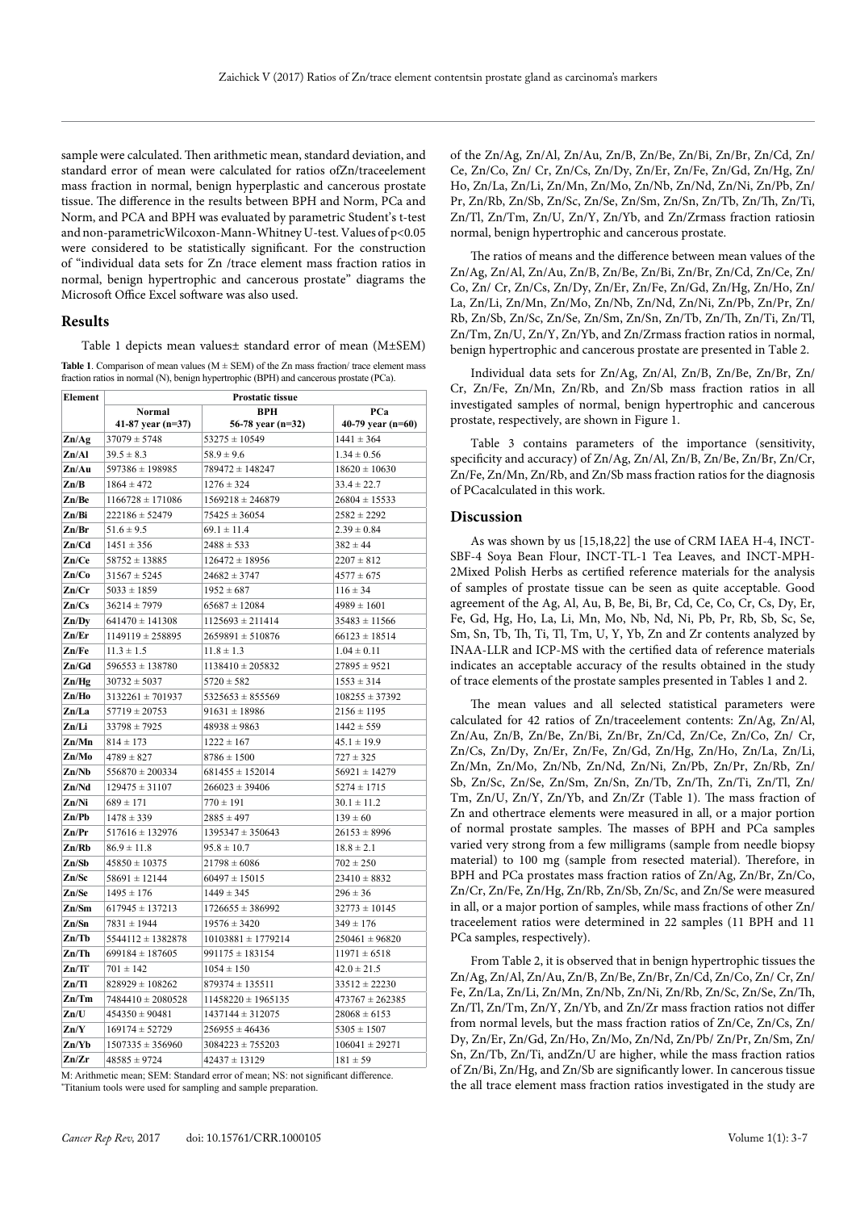sample were calculated. Then arithmetic mean, standard deviation, and standard error of mean were calculated for ratios ofZn/traceelement mass fraction in normal, benign hyperplastic and cancerous prostate tissue. The difference in the results between BPH and Norm, PCa and Norm, and PCA and BPH was evaluated by parametric Student's t-test and non-parametricWilcoxon-Mann-Whitney U-test. Values of p<0.05 were considered to be statistically significant. For the construction of "individual data sets for Zn /trace element mass fraction ratios in normal, benign hypertrophic and cancerous prostate" diagrams the Microsoft Office Excel software was also used.

## Results

Table 1 depicts mean values± standard error of mean (M±SEM)

**Table 1**. Comparison of mean values (M ± SEM) of the Zn mass fraction/ trace element mass fraction ratios in normal (N), benign hypertrophic (BPH) and cancerous prostate (PCa).

| Element | Prostatic tissue | | |
|---|---|---|---|
| | Normal 41-87 year (n=37) | BPH 56-78 year (n=32) | PCa 40-79 year (n=60) |
| Zn/Ag | 37079 ± 5748 | 53275 ± 10549 | 1441 ± 364 |
| Zn/Al | 39.5 ± 8.3 | 58.9 ± 9.6 | 1.34 ± 0.56 |
| Zn/Au | 597386 ± 198985 | 789472 ± 148247 | 18620 ± 10630 |
| Zn/B | 1864 ± 472 | 1276 ± 324 | 33.4 ± 22.7 |
| Zn/Be | 1166728 ± 171086 | 1569218 ± 246879 | 26804 ± 15533 |
| Zn/Bi | 222186 ± 52479 | 75425 ± 36054 | 2582 ± 2292 |
| Zn/Br | 51.6 ± 9.5 | 69.1 ± 11.4 | 2.39 ± 0.84 |
| Zn/Cd | 1451 ± 356 | 2488 ± 533 | 382 ± 44 |
| Zn/Ce | 58752 ± 13885 | 126472 ± 18956 | 2207 ± 812 |
| Zn/Co | 31567 ± 5245 | 24682 ± 3747 | 4577 ± 675 |
| Zn/Cr | 5033 ± 1859 | 1952 ± 687 | 116 ± 34 |
| Zn/Cs | 36214 ± 7979 | 65687 ± 12084 | 4989 ± 1601 |
| Zn/Dy | 641470 ± 141308 | 1125693 ± 211414 | 35483 ± 11566 |
| Zn/Er | 1149119 ± 258895 | 2659891 ± 510876 | 66123 ± 18514 |
| Zn/Fe | 11.3 ± 1.5 | 11.8 ± 1.3 | 1.04 ± 0.11 |
| Zn/Gd | 596553 ± 138780 | 1138410 ± 205832 | 27895 ± 9521 |
| Zn/Hg | 30732 ± 5037 | 5720 ± 582 | 1553 ± 314 |
| Zn/Ho | 3132261 ± 701937 | 5325653 ± 855569 | 108255 ± 37392 |
| Zn/La | 57719 ± 20753 | 91631 ± 18986 | 2156 ± 1195 |
| Zn/Li | 33798 ± 7925 | 48938 ± 9863 | 1442 ± 559 |
| Zn/Mn | 814 ± 173 | 1222 ± 167 | 45.1 ± 19.9 |
| Zn/Mo | 4789 ± 827 | 8786 ± 1500 | 727 ± 325 |
| Zn/Nb | 556870 ± 200334 | 681455 ± 152014 | 56921 ± 14279 |
| Zn/Nd | 129475 ± 31107 | 266023 ± 39406 | 5274 ± 1715 |
| Zn/Ni | 689 ± 171 | 770 ± 191 | 30.1 ± 11.2 |
| Zn/Pb | 1478 ± 339 | 2885 ± 497 | 139 ± 60 |
| Zn/Pr | 517616 ± 132976 | 1395347 ± 350643 | 26153 ± 8996 |
| Zn/Rb | 86.9 ± 11.8 | 95.8 ± 10.7 | 18.8 ± 2.1 |
| Zn/Sb | 45850 ± 10375 | 21798 ± 6086 | 702 ± 250 |
| Zn/Sc | 58691 ± 12144 | 60497 ± 15015 | 23410 ± 8832 |
| Zn/Se | 1495 ± 176 | 1449 ± 345 | 296 ± 36 |
| Zn/Sm | 617945 ± 137213 | 1726655 ± 386992 | 32773 ± 10145 |
| Zn/Sn | 7831 ± 1944 | 19576 ± 3420 | 349 ± 176 |
| Zn/Tb | 5544112 ± 1382878 | 10103881 ± 1779214 | 250461 ± 96820 |
| Zn/Th | 699184 ± 187605 | 991175 ± 183154 | 11971 ± 6518 |
| Zn/Ti* | 701 ± 142 | 1054 ± 150 | 42.0 ± 21.5 |
| Zn/Tl | 828929 ± 108262 | 879374 ± 135511 | 33512 ± 22230 |
| Zn/Tm | 7484410 ± 2080528 | 11458220 ± 1965135 | 473767 ± 262385 |
| Zn/U | 454350 ± 90481 | 1437144 ± 312075 | 28068 ± 6153 |
| Zn/Y | 169174 ± 52729 | 256955 ± 46436 | 5305 ± 1507 |
| Zn/Yb | 1507335 ± 356960 | 3084223 ± 755203 | 106041 ± 29271 |
| Zn/Zr | 48585 ± 9724 | 42437 ± 13129 | 181 ± 59 |

M: Arithmetic mean; SEM: Standard error of mean; NS: not significant difference.
*Titanium tools were used for sampling and sample preparation.

of the Zn/Ag, Zn/Al, Zn/Au, Zn/B, Zn/Be, Zn/Bi, Zn/Br, Zn/Cd, Zn/Ce, Zn/Co, Zn/ Cr, Zn/Cs, Zn/Dy, Zn/Er, Zn/Fe, Zn/Gd, Zn/Hg, Zn/Ho, Zn/La, Zn/Li, Zn/Mn, Zn/Mo, Zn/Nb, Zn/Nd, Zn/Ni, Zn/Pb, Zn/Pr, Zn/Rb, Zn/Sb, Zn/Sc, Zn/Se, Zn/Sm, Zn/Sn, Zn/Tb, Zn/Th, Zn/Ti, Zn/Tl, Zn/Tm, Zn/U, Zn/Y, Zn/Yb, and Zn/Zrmass fraction ratiosin normal, benign hypertrophic and cancerous prostate.

The ratios of means and the difference between mean values of the Zn/Ag, Zn/Al, Zn/Au, Zn/B, Zn/Be, Zn/Bi, Zn/Br, Zn/Cd, Zn/Ce, Zn/Co, Zn/ Cr, Zn/Cs, Zn/Dy, Zn/Er, Zn/Fe, Zn/Gd, Zn/Hg, Zn/Ho, Zn/La, Zn/Li, Zn/Mn, Zn/Mo, Zn/Nb, Zn/Nd, Zn/Ni, Zn/Pb, Zn/Pr, Zn/Rb, Zn/Sb, Zn/Sc, Zn/Se, Zn/Sm, Zn/Sn, Zn/Tb, Zn/Th, Zn/Ti, Zn/Tl, Zn/Tm, Zn/U, Zn/Y, Zn/Yb, and Zn/Zrmass fraction ratios in normal, benign hypertrophic and cancerous prostate are presented in Table 2.

Individual data sets for Zn/Ag, Zn/Al, Zn/B, Zn/Be, Zn/Br, Zn/Cr, Zn/Fe, Zn/Mn, Zn/Rb, and Zn/Sb mass fraction ratios in all investigated samples of normal, benign hypertrophic and cancerous prostate, respectively, are shown in Figure 1.

Table 3 contains parameters of the importance (sensitivity, specificity and accuracy) of Zn/Ag, Zn/Al, Zn/B, Zn/Be, Zn/Br, Zn/Cr, Zn/Fe, Zn/Mn, Zn/Rb, and Zn/Sb mass fraction ratios for the diagnosis of PCacalculated in this work.

## Discussion

As was shown by us [15,18,22] the use of CRM IAEA H-4, INCT-SBF-4 Soya Bean Flour, INCT-TL-1 Tea Leaves, and INCT-MPH-2Mixed Polish Herbs as certified reference materials for the analysis of samples of prostate tissue can be seen as quite acceptable. Good agreement of the Ag, Al, Au, B, Be, Bi, Br, Cd, Ce, Co, Cr, Cs, Dy, Er, Fe, Gd, Hg, Ho, La, Li, Mn, Mo, Nb, Nd, Ni, Pb, Pr, Rb, Sb, Sc, Se, Sm, Sn, Tb, Th, Ti, Tl, Tm, U, Y, Yb, Zn and Zr contents analyzed by INAA-LLR and ICP-MS with the certified data of reference materials indicates an acceptable accuracy of the results obtained in the study of trace elements of the prostate samples presented in Tables 1 and 2.

The mean values and all selected statistical parameters were calculated for 42 ratios of Zn/traceelement contents: Zn/Ag, Zn/Al, Zn/Au, Zn/B, Zn/Be, Zn/Bi, Zn/Br, Zn/Cd, Zn/Ce, Zn/Co, Zn/ Cr, Zn/Cs, Zn/Dy, Zn/Er, Zn/Fe, Zn/Gd, Zn/Hg, Zn/Ho, Zn/La, Zn/Li, Zn/Mn, Zn/Mo, Zn/Nb, Zn/Nd, Zn/Ni, Zn/Pb, Zn/Pr, Zn/Rb, Zn/Sb, Zn/Sc, Zn/Se, Zn/Sm, Zn/Sn, Zn/Tb, Zn/Th, Zn/Ti, Zn/Tl, Zn/Tm, Zn/U, Zn/Y, Zn/Yb, and Zn/Zr (Table 1). The mass fraction of Zn and othertrace elements were measured in all, or a major portion of normal prostate samples. The masses of BPH and PCa samples varied very strong from a few milligrams (sample from needle biopsy material) to 100 mg (sample from resected material). Therefore, in BPH and PCa prostates mass fraction ratios of Zn/Ag, Zn/Br, Zn/Co, Zn/Cr, Zn/Fe, Zn/Hg, Zn/Rb, Zn/Sb, Zn/Sc, and Zn/Se were measured in all, or a major portion of samples, while mass fractions of other Zn/traceelement ratios were determined in 22 samples (11 BPH and 11 PCa samples, respectively).

From Table 2, it is observed that in benign hypertrophic tissues the Zn/Ag, Zn/Al, Zn/Au, Zn/B, Zn/Be, Zn/Br, Zn/Cd, Zn/Co, Zn/ Cr, Zn/Fe, Zn/La, Zn/Li, Zn/Mn, Zn/Nb, Zn/Ni, Zn/Rb, Zn/Sc, Zn/Se, Zn/Th, Zn/Tl, Zn/Tm, Zn/Y, Zn/Yb, and Zn/Zr mass fraction ratios not differ from normal levels, but the mass fraction ratios of Zn/Ce, Zn/Cs, Zn/Dy, Zn/Er, Zn/Gd, Zn/Ho, Zn/Mo, Zn/Nd, Zn/Pb/ Zn/Pr, Zn/Sm, Zn/Sn, Zn/Tb, Zn/Ti, andZn/U are higher, while the mass fraction ratios of Zn/Bi, Zn/Hg, and Zn/Sb are significantly lower. In cancerous tissue the all trace element mass fraction ratios investigated in the study are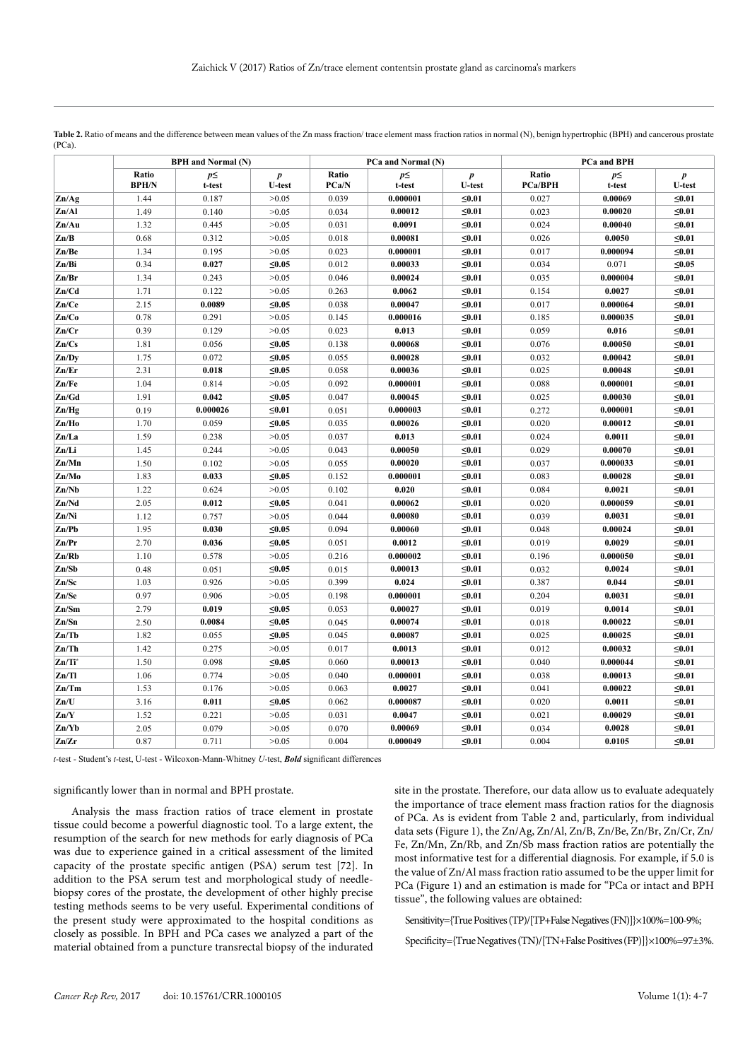**Table 2.** Ratio of means and the difference between mean values of the Zn mass fraction/ trace element mass fraction ratios in normal (N), benign hypertrophic (BPH) and cancerous prostate (PCa).

| | BPH and Normal (N) | | | PCa and Normal (N) | | | PCa and BPH | | |
|---|---|---|---|---|---|---|---|---|---|
| | Ratio BPH/N | p≤ t-test | p U-test | Ratio PCa/N | p≤ t-test | p U-test | Ratio PCa/BPH | p≤ t-test | p U-test |
| **Zn/Ag** | 1.44 | 0.187 | >0.05 | 0.039 | **0.000001** | **≤0.01** | 0.027 | **0.00069** | **≤0.01** |
| **Zn/Al** | 1.49 | 0.140 | >0.05 | 0.034 | **0.00012** | **≤0.01** | 0.023 | **0.00020** | **≤0.01** |
| **Zn/Au** | 1.32 | 0.445 | >0.05 | 0.031 | **0.0091** | **≤0.01** | 0.024 | **0.00040** | **≤0.01** |
| **Zn/B** | 0.68 | 0.312 | >0.05 | 0.018 | **0.00081** | **≤0.01** | 0.026 | **0.0050** | **≤0.01** |
| **Zn/Be** | 1.34 | 0.195 | >0.05 | 0.023 | **0.000001** | **≤0.01** | 0.017 | **0.000094** | **≤0.01** |
| **Zn/Bi** | 0.34 | **0.027** | **≤0.05** | 0.012 | **0.00033** | **≤0.01** | 0.034 | 0.071 | **≤0.05** |
| **Zn/Br** | 1.34 | 0.243 | >0.05 | 0.046 | **0.00024** | **≤0.01** | 0.035 | **0.000004** | **≤0.01** |
| **Zn/Cd** | 1.71 | 0.122 | >0.05 | 0.263 | **0.0062** | **≤0.01** | 0.154 | **0.0027** | **≤0.01** |
| **Zn/Ce** | 2.15 | **0.0089** | **≤0.05** | 0.038 | **0.00047** | **≤0.01** | 0.017 | **0.000064** | **≤0.01** |
| **Zn/Co** | 0.78 | 0.291 | >0.05 | 0.145 | **0.000016** | **≤0.01** | 0.185 | **0.000035** | **≤0.01** |
| **Zn/Cr** | 0.39 | 0.129 | >0.05 | 0.023 | **0.013** | **≤0.01** | 0.059 | **0.016** | **≤0.01** |
| **Zn/Cs** | 1.81 | 0.056 | **≤0.05** | 0.138 | **0.00068** | **≤0.01** | 0.076 | **0.00050** | **≤0.01** |
| **Zn/Dy** | 1.75 | 0.072 | **≤0.05** | 0.055 | **0.00028** | **≤0.01** | 0.032 | **0.00042** | **≤0.01** |
| **Zn/Er** | 2.31 | **0.018** | **≤0.05** | 0.058 | **0.00036** | **≤0.01** | 0.025 | **0.00048** | **≤0.01** |
| **Zn/Fe** | 1.04 | 0.814 | >0.05 | 0.092 | **0.000001** | **≤0.01** | 0.088 | **0.000001** | **≤0.01** |
| **Zn/Gd** | 1.91 | **0.042** | **≤0.05** | 0.047 | **0.00045** | **≤0.01** | 0.025 | **0.00030** | **≤0.01** |
| **Zn/Hg** | 0.19 | **0.000026** | **≤0.01** | 0.051 | **0.000003** | **≤0.01** | 0.272 | **0.000001** | **≤0.01** |
| **Zn/Ho** | 1.70 | 0.059 | **≤0.05** | 0.035 | **0.00026** | **≤0.01** | 0.020 | **0.00012** | **≤0.01** |
| **Zn/La** | 1.59 | 0.238 | >0.05 | 0.037 | **0.013** | **≤0.01** | 0.024 | **0.0011** | **≤0.01** |
| **Zn/Li** | 1.45 | 0.244 | >0.05 | 0.043 | **0.00050** | **≤0.01** | 0.029 | **0.00070** | **≤0.01** |
| **Zn/Mn** | 1.50 | 0.102 | >0.05 | 0.055 | **0.00020** | **≤0.01** | 0.037 | **0.000033** | **≤0.01** |
| **Zn/Mo** | 1.83 | **0.033** | **≤0.05** | 0.152 | **0.000001** | **≤0.01** | 0.083 | **0.00028** | **≤0.01** |
| **Zn/Nb** | 1.22 | 0.624 | >0.05 | 0.102 | **0.020** | **≤0.01** | 0.084 | **0.0021** | **≤0.01** |
| **Zn/Nd** | 2.05 | **0.012** | **≤0.05** | 0.041 | **0.00062** | **≤0.01** | 0.020 | **0.000059** | **≤0.01** |
| **Zn/Ni** | 1.12 | 0.757 | >0.05 | 0.044 | **0.00080** | **≤0.01** | 0.039 | **0.0031** | **≤0.01** |
| **Zn/Pb** | 1.95 | **0.030** | **≤0.05** | 0.094 | **0.00060** | **≤0.01** | 0.048 | **0.00024** | **≤0.01** |
| **Zn/Pr** | 2.70 | **0.036** | **≤0.05** | 0.051 | **0.0012** | **≤0.01** | 0.019 | **0.0029** | **≤0.01** |
| **Zn/Rb** | 1.10 | 0.578 | >0.05 | 0.216 | **0.000002** | **≤0.01** | 0.196 | **0.000050** | **≤0.01** |
| **Zn/Sb** | 0.48 | 0.051 | **≤0.05** | 0.015 | **0.00013** | **≤0.01** | 0.032 | **0.0024** | **≤0.01** |
| **Zn/Sc** | 1.03 | 0.926 | >0.05 | 0.399 | **0.024** | **≤0.01** | 0.387 | **0.044** | **≤0.01** |
| **Zn/Se** | 0.97 | 0.906 | >0.05 | 0.198 | **0.000001** | **≤0.01** | 0.204 | **0.0031** | **≤0.01** |
| **Zn/Sm** | 2.79 | **0.019** | **≤0.05** | 0.053 | **0.00027** | **≤0.01** | 0.019 | **0.0014** | **≤0.01** |
| **Zn/Sn** | 2.50 | **0.0084** | **≤0.05** | 0.045 | **0.00074** | **≤0.01** | 0.018 | **0.00022** | **≤0.01** |
| **Zn/Tb** | 1.82 | 0.055 | **≤0.05** | 0.045 | **0.00087** | **≤0.01** | 0.025 | **0.00025** | **≤0.01** |
| **Zn/Th** | 1.42 | 0.275 | >0.05 | 0.017 | **0.0013** | **≤0.01** | 0.012 | **0.00032** | **≤0.01** |
| **Zn/Ti*** | 1.50 | 0.098 | **≤0.05** | 0.060 | **0.00013** | **≤0.01** | 0.040 | **0.000044** | **≤0.01** |
| **Zn/Tl** | 1.06 | 0.774 | >0.05 | 0.040 | **0.000001** | **≤0.01** | 0.038 | **0.00013** | **≤0.01** |
| **Zn/Tm** | 1.53 | 0.176 | >0.05 | 0.063 | **0.0027** | **≤0.01** | 0.041 | **0.00022** | **≤0.01** |
| **Zn/U** | 3.16 | **0.011** | **≤0.05** | 0.062 | **0.000087** | **≤0.01** | 0.020 | **0.0011** | **≤0.01** |
| **Zn/Y** | 1.52 | 0.221 | >0.05 | 0.031 | **0.0047** | **≤0.01** | 0.021 | **0.00029** | **≤0.01** |
| **Zn/Yb** | 2.05 | 0.079 | >0.05 | 0.070 | **0.00069** | **≤0.01** | 0.034 | **0.0028** | **≤0.01** |
| **Zn/Zr** | 0.87 | 0.711 | >0.05 | 0.004 | **0.000049** | **≤0.01** | 0.004 | **0.0105** | **≤0.01** |

*t*-test - Student's *t*-test, U-test - Wilcoxon-Mann-Whitney *U*-test, ***Bold*** significant differences

significantly lower than in normal and BPH prostate.

Analysis the mass fraction ratios of trace element in prostate tissue could become a powerful diagnostic tool. To a large extent, the resumption of the search for new methods for early diagnosis of PCa was due to experience gained in a critical assessment of the limited capacity of the prostate specific antigen (PSA) serum test [72]. In addition to the PSA serum test and morphological study of needle-biopsy cores of the prostate, the development of other highly precise testing methods seems to be very useful. Experimental conditions of the present study were approximated to the hospital conditions as closely as possible. In BPH and PCa cases we analyzed a part of the material obtained from a puncture transrectal biopsy of the indurated site in the prostate. Therefore, our data allow us to evaluate adequately the importance of trace element mass fraction ratios for the diagnosis of PCa. As is evident from Table 2 and, particularly, from individual data sets (Figure 1), the Zn/Ag, Zn/Al, Zn/B, Zn/Be, Zn/Br, Zn/Cr, Zn/Fe, Zn/Mn, Zn/Rb, and Zn/Sb mass fraction ratios are potentially the most informative test for a differential diagnosis. For example, if 5.0 is the value of Zn/Al mass fraction ratio assumed to be the upper limit for PCa (Figure 1) and an estimation is made for "PCa or intact and BPH tissue", the following values are obtained:

Sensitivity={True Positives (TP)/[TP+False Negatives (FN)]}×100%=100-9%;

Specificity={True Negatives (TN)/[TN+False Positives (FP)]}×100%=97±3%.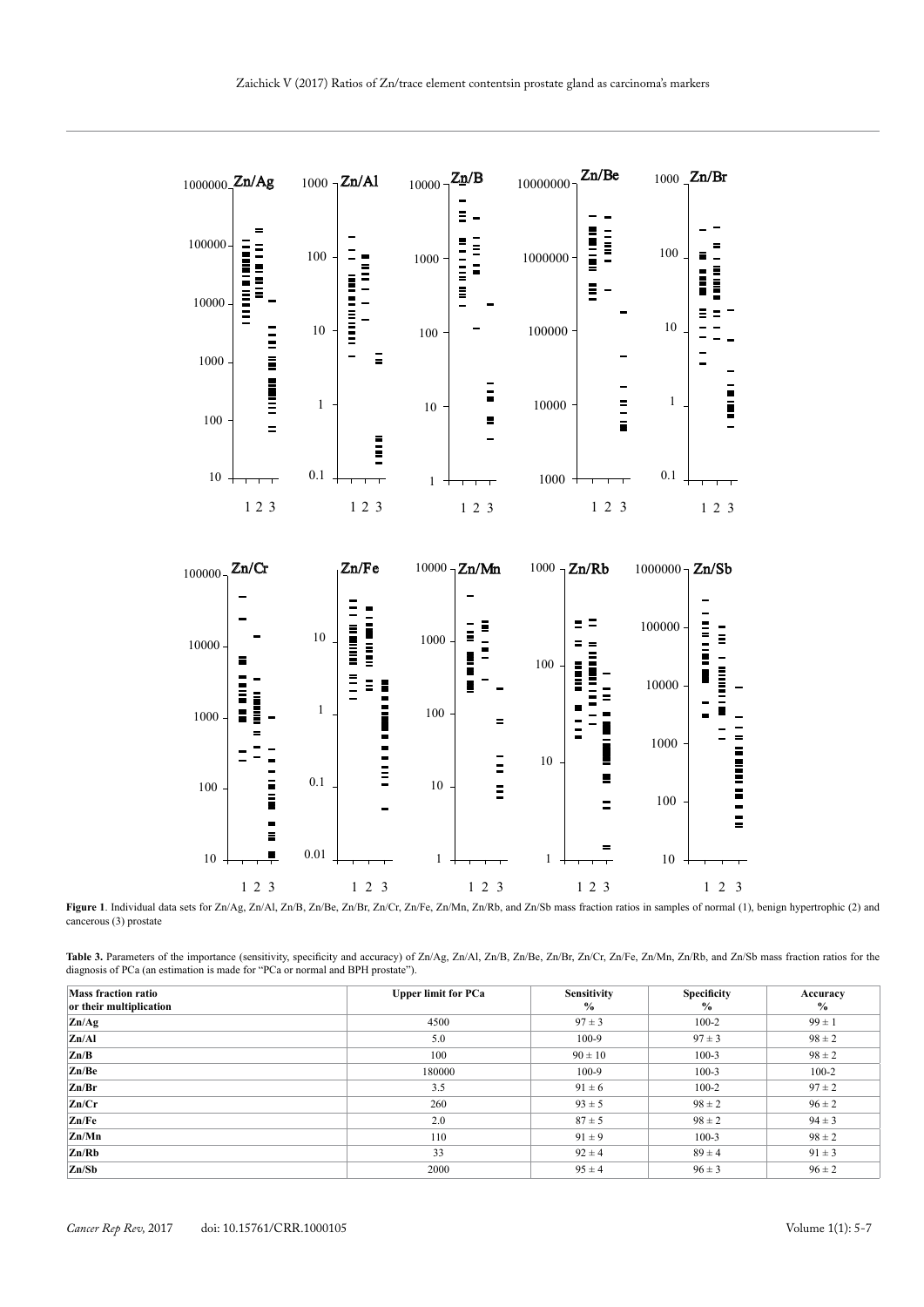**Figure 1**. Individual data sets for Zn/Ag, Zn/Al, Zn/B, Zn/Be, Zn/Br, Zn/Cr, Zn/Fe, Zn/Mn, Zn/Rb, and Zn/Sb mass fraction ratios in samples of normal (1), benign hypertrophic (2) and cancerous (3) prostate

**Table 3.** Parameters of the importance (sensitivity, specificity and accuracy) of Zn/Ag, Zn/Al, Zn/B, Zn/Be, Zn/Br, Zn/Cr, Zn/Fe, Zn/Mn, Zn/Rb, and Zn/Sb mass fraction ratios for the diagnosis of PCa (an estimation is made for "PCa or normal and BPH prostate").

| Mass fraction ratio or their multiplication | Upper limit for PCa | Sensitivity % | Specificity % | Accuracy % |
|---|---|---|---|---|
| **Zn/Ag** | 4500 | 97 ± 3 | 100-2 | 99 ± 1 |
| **Zn/Al** | 5.0 | 100-9 | 97 ± 3 | 98 ± 2 |
| **Zn/B** | 100 | 90 ± 10 | 100-3 | 98 ± 2 |
| **Zn/Be** | 180000 | 100-9 | 100-3 | 100-2 |
| **Zn/Br** | 3.5 | 91 ± 6 | 100-2 | 97 ± 2 |
| **Zn/Cr** | 260 | 93 ± 5 | 98 ± 2 | 96 ± 2 |
| **Zn/Fe** | 2.0 | 87 ± 5 | 98 ± 2 | 94 ± 3 |
| **Zn/Mn** | 110 | 91 ± 9 | 100-3 | 98 ± 2 |
| **Zn/Rb** | 33 | 92 ± 4 | 89 ± 4 | 91 ± 3 |
| **Zn/Sb** | 2000 | 95 ± 4 | 96 ± 3 | 96 ± 2 |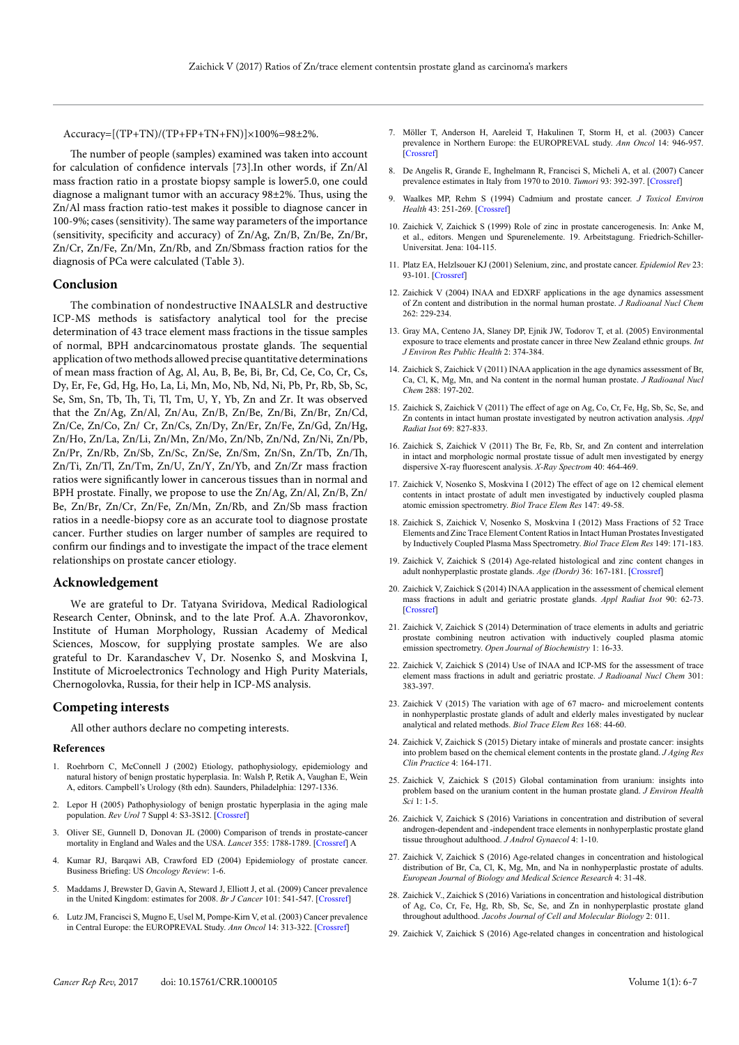$Accuracy=[(TP+TN)/(TP+FP+TN+FN)]\times100\%=98\pm2\%$.

The number of people (samples) examined was taken into account for calculation of confidence intervals [73].In other words, if Zn/Al mass fraction ratio in a prostate biopsy sample is lower5.0, one could diagnose a malignant tumor with an accuracy 98±2%. Thus, using the Zn/Al mass fraction ratio-test makes it possible to diagnose cancer in 100-9%; cases (sensitivity). The same way parameters of the importance (sensitivity, specificity and accuracy) of Zn/Ag, Zn/B, Zn/Be, Zn/Br, Zn/Cr, Zn/Fe, Zn/Mn, Zn/Rb, and Zn/Sbmass fraction ratios for the diagnosis of PCa were calculated (Table 3).

## Conclusion

The combination of nondestructive INAALSLR and destructive ICP-MS methods is satisfactory analytical tool for the precise determination of 43 trace element mass fractions in the tissue samples of normal, BPH andcarcinomatous prostate glands. The sequential application of two methods allowed precise quantitative determinations of mean mass fraction of Ag, Al, Au, B, Be, Bi, Br, Cd, Ce, Co, Cr, Cs, Dy, Er, Fe, Gd, Hg, Ho, La, Li, Mn, Mo, Nb, Nd, Ni, Pb, Pr, Rb, Sb, Sc, Se, Sm, Sn, Tb, Th, Ti, Tl, Tm, U, Y, Yb, Zn and Zr. It was observed that the Zn/Ag, Zn/Al, Zn/Au, Zn/B, Zn/Be, Zn/Bi, Zn/Br, Zn/Cd, Zn/Ce, Zn/Co, Zn/ Cr, Zn/Cs, Zn/Dy, Zn/Er, Zn/Fe, Zn/Gd, Zn/Hg, Zn/Ho, Zn/La, Zn/Li, Zn/Mn, Zn/Mo, Zn/Nb, Zn/Nd, Zn/Ni, Zn/Pb, Zn/Pr, Zn/Rb, Zn/Sb, Zn/Sc, Zn/Se, Zn/Sm, Zn/Sn, Zn/Tb, Zn/Th, Zn/Ti, Zn/Tl, Zn/Tm, Zn/U, Zn/Y, Zn/Yb, and Zn/Zr mass fraction ratios were significantly lower in cancerous tissues than in normal and BPH prostate. Finally, we propose to use the Zn/Ag, Zn/Al, Zn/B, Zn/Be, Zn/Br, Zn/Cr, Zn/Fe, Zn/Mn, Zn/Rb, and Zn/Sb mass fraction ratios in a needle-biopsy core as an accurate tool to diagnose prostate cancer. Further studies on larger number of samples are required to confirm our findings and to investigate the impact of the trace element relationships on prostate cancer etiology.

## Acknowledgement

We are grateful to Dr. Tatyana Sviridova, Medical Radiological Research Center, Obninsk, and to the late Prof. A.A. Zhavoronkov, Institute of Human Morphology, Russian Academy of Medical Sciences, Moscow, for supplying prostate samples. We are also grateful to Dr. Karandaschev V, Dr. Nosenko S, and Moskvina I, Institute of Microelectronics Technology and High Purity Materials, Chernogolovka, Russia, for their help in ICP-MS analysis.

## Competing interests

All other authors declare no competing interests.

### References

1. Roehrborn C, McConnell J (2002) Etiology, pathophysiology, epidemiology and natural history of benign prostatic hyperplasia. In: Walsh P, Retik A, Vaughan E, Wein A, editors. Campbell's Urology (8th edn). Saunders, Philadelphia: 1297-1336.
2. Lepor H (2005) Pathophysiology of benign prostatic hyperplasia in the aging male population. *Rev Urol* 7 Suppl 4: S3-S12. [Crossref]
3. Oliver SE, Gunnell D, Donovan JL (2000) Comparison of trends in prostate-cancer mortality in England and Wales and the USA. *Lancet* 355: 1788-1789. [Crossref] A
4. Kumar RJ, Barqawi AB, Crawford ED (2004) Epidemiology of prostate cancer. Business Briefing: US *Oncology Review*: 1-6.
5. Maddams J, Brewster D, Gavin A, Steward J, Elliott J, et al. (2009) Cancer prevalence in the United Kingdom: estimates for 2008. *Br J Cancer* 101: 541-547. [Crossref]
6. Lutz JM, Francisci S, Mugno E, Usel M, Pompe-Kirn V, et al. (2003) Cancer prevalence in Central Europe: the EUROPREVAL Study. *Ann Oncol* 14: 313-322. [Crossref]
7. Möller T, Anderson H, Aareleid T, Hakulinen T, Storm H, et al. (2003) Cancer prevalence in Northern Europe: the EUROPREVAL study. *Ann Oncol* 14: 946-957. [Crossref]
8. De Angelis R, Grande E, Inghelmann R, Francisci S, Micheli A, et al. (2007) Cancer prevalence estimates in Italy from 1970 to 2010. *Tumori* 93: 392-397. [Crossref]
9. Waalkes MP, Rehm S (1994) Cadmium and prostate cancer. *J Toxicol Environ Health* 43: 251-269. [Crossref]
10. Zaichick V, Zaichick S (1999) Role of zinc in prostate cancerogenesis. In: Anke M, et al., editors. Mengen und Spurenelemente. 19. Arbeitstagung. Friedrich-Schiller-Universitat. Jena: 104-115.
11. Platz EA, Helzlsouer KJ (2001) Selenium, zinc, and prostate cancer. *Epidemiol Rev* 23: 93-101. [Crossref]
12. Zaichick V (2004) INAA and EDXRF applications in the age dynamics assessment of Zn content and distribution in the normal human prostate. *J Radioanal Nucl Chem* 262: 229-234.
13. Gray MA, Centeno JA, Slaney DP, Ejnik JW, Todorov T, et al. (2005) Environmental exposure to trace elements and prostate cancer in three New Zealand ethnic groups. *Int J Environ Res Public Health* 2: 374-384.
14. Zaichick S, Zaichick V (2011) INAA application in the age dynamics assessment of Br, Ca, Cl, K, Mg, Mn, and Na content in the normal human prostate. *J Radioanal Nucl Chem* 288: 197-202.
15. Zaichick S, Zaichick V (2011) The effect of age on Ag, Co, Cr, Fe, Hg, Sb, Sc, Se, and Zn contents in intact human prostate investigated by neutron activation analysis. *Appl Radiat Isot* 69: 827-833.
16. Zaichick S, Zaichick V (2011) The Br, Fe, Rb, Sr, and Zn content and interrelation in intact and morphologic normal prostate tissue of adult men investigated by energy dispersive X-ray fluorescent analysis. *X-Ray Spectrom* 40: 464-469.
17. Zaichick V, Nosenko S, Moskvina I (2012) The effect of age on 12 chemical element contents in intact prostate of adult men investigated by inductively coupled plasma atomic emission spectrometry. *Biol Trace Elem Res* 147: 49-58.
18. Zaichick S, Zaichick V, Nosenko S, Moskvina I (2012) Mass Fractions of 52 Trace Elements and Zinc Trace Element Content Ratios in Intact Human Prostates Investigated by Inductively Coupled Plasma Mass Spectrometry. *Biol Trace Elem Res* 149: 171-183.
19. Zaichick V, Zaichick S (2014) Age-related histological and zinc content changes in adult nonhyperplastic prostate glands. *Age (Dordr)* 36: 167-181. [Crossref]
20. Zaichick V, Zaichick S (2014) INAA application in the assessment of chemical element mass fractions in adult and geriatric prostate glands. *Appl Radiat Isot* 90: 62-73. [Crossref]
21. Zaichick V, Zaichick S (2014) Determination of trace elements in adults and geriatric prostate combining neutron activation with inductively coupled plasma atomic emission spectrometry. *Open Journal of Biochemistry* 1: 16-33.
22. Zaichick V, Zaichick S (2014) Use of INAA and ICP-MS for the assessment of trace element mass fractions in adult and geriatric prostate. *J Radioanal Nucl Chem* 301: 383-397.
23. Zaichick V (2015) The variation with age of 67 macro- and microelement contents in nonhyperplastic prostate glands of adult and elderly males investigated by nuclear analytical and related methods. *Biol Trace Elem Res* 168: 44-60.
24. Zaichick V, Zaichick S (2015) Dietary intake of minerals and prostate cancer: insights into problem based on the chemical element contents in the prostate gland. *J Aging Res Clin Practice* 4: 164-171.
25. Zaichick V, Zaichick S (2015) Global contamination from uranium: insights into problem based on the uranium content in the human prostate gland. *J Environ Health Sci* 1: 1-5.
26. Zaichick V, Zaichick S (2016) Variations in concentration and distribution of several androgen-dependent and -independent trace elements in nonhyperplastic prostate gland tissue throughout adulthood. *J Androl Gynaecol* 4: 1-10.
27. Zaichick V, Zaichick S (2016) Age-related changes in concentration and histological distribution of Br, Ca, Cl, K, Mg, Mn, and Na in nonhyperplastic prostate of adults. *European Journal of Biology and Medical Science Research* 4: 31-48.
28. Zaichick V, Zaichick S (2016) Variations in concentration and histological distribution of Ag, Co, Cr, Fe, Hg, Rb, Sb, Sc, Se, and Zn in nonhyperplastic prostate gland throughout adulthood. *Jacobs Journal of Cell and Molecular Biology* 2: 011.
29. Zaichick V, Zaichick S (2016) Age-related changes in concentration and histological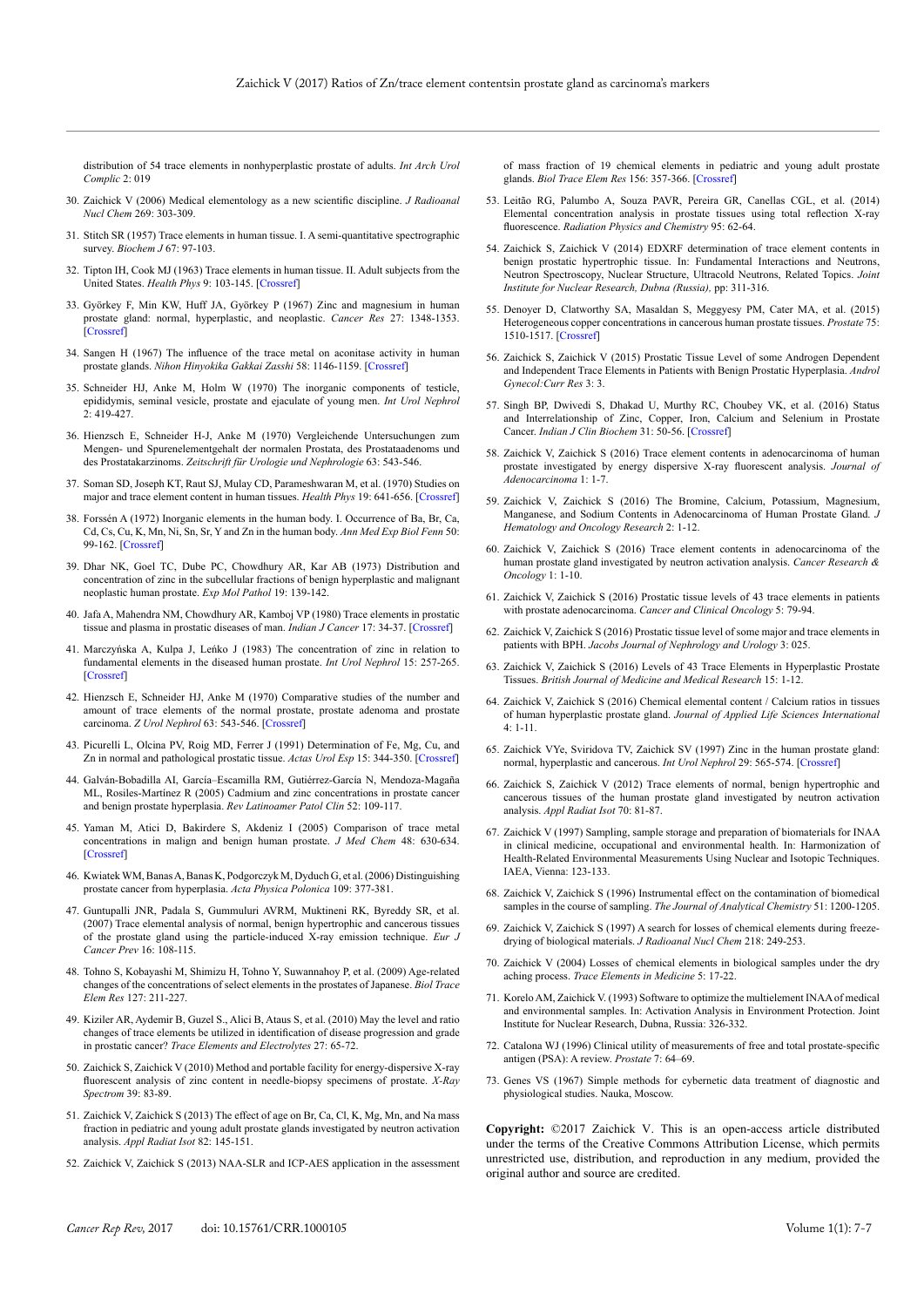distribution of 54 trace elements in nonhyperplastic prostate of adults. *Int Arch Urol Complic* 2: 019

30. Zaichick V (2006) Medical elementology as a new scientific discipline. *J Radioanal Nucl Chem* 269: 303-309.

31. Stitch SR (1957) Trace elements in human tissue. I. A semi-quantitative spectrographic survey. *Biochem J* 67: 97-103.

32. Tipton IH, Cook MJ (1963) Trace elements in human tissue. II. Adult subjects from the United States. *Health Phys* 9: 103-145. [Crossref]

33. Györkey F, Min KW, Huff JA, Györkey P (1967) Zinc and magnesium in human prostate gland: normal, hyperplastic, and neoplastic. *Cancer Res* 27: 1348-1353. [Crossref]

34. Sangen H (1967) The influence of the trace metal on aconitase activity in human prostate glands. *Nihon Hinyokika Gakkai Zasshi* 58: 1146-1159. [Crossref]

35. Schneider HJ, Anke M, Holm W (1970) The inorganic components of testicle, epididymis, seminal vesicle, prostate and ejaculate of young men. *Int Urol Nephrol* 2: 419-427.

36. Hienzsch E, Schneider H-J, Anke M (1970) Vergleichende Untersuchungen zum Mengen- und Spurenelementgehalt der normalen Prostata, des Prostataadenoms und des Prostatakarzinoms. *Zeitschrift für Urologie und Nephrologie* 63: 543-546.

37. Soman SD, Joseph KT, Raut SJ, Mulay CD, Parameshwaran M, et al. (1970) Studies on major and trace element content in human tissues. *Health Phys* 19: 641-656. [Crossref]

38. Forssén A (1972) Inorganic elements in the human body. I. Occurrence of Ba, Br, Ca, Cd, Cs, Cu, K, Mn, Ni, Sn, Sr, Y and Zn in the human body. *Ann Med Exp Biol Fenn* 50: 99-162. [Crossref]

39. Dhar NK, Goel TC, Dube PC, Chowdhury AR, Kar AB (1973) Distribution and concentration of zinc in the subcellular fractions of benign hyperplastic and malignant neoplastic human prostate. *Exp Mol Pathol* 19: 139-142.

40. Jafa A, Mahendra NM, Chowdhury AR, Kamboj VP (1980) Trace elements in prostatic tissue and plasma in prostatic diseases of man. *Indian J Cancer* 17: 34-37. [Crossref]

41. Marczyńska A, Kulpa J, Leńko J (1983) The concentration of zinc in relation to fundamental elements in the diseased human prostate. *Int Urol Nephrol* 15: 257-265. [Crossref]

42. Hienzsch E, Schneider HJ, Anke M (1970) Comparative studies of the number and amount of trace elements of the normal prostate, prostate adenoma and prostate carcinoma. *Z Urol Nephrol* 63: 543-546. [Crossref]

43. Picurelli L, Olcina PV, Roig MD, Ferrer J (1991) Determination of Fe, Mg, Cu, and Zn in normal and pathological prostatic tissue. *Actas Urol Esp* 15: 344-350. [Crossref]

44. Galván-Bobadilla AI, García–Escamilla RM, Gutiérrez-García N, Mendoza-Magaña ML, Rosiles-Martínez R (2005) Cadmium and zinc concentrations in prostate cancer and benign prostate hyperplasia. *Rev Latinoamer Patol Clin* 52: 109-117.

45. Yaman M, Atici D, Bakirdere S, Akdeniz I (2005) Comparison of trace metal concentrations in malign and benign human prostate. *J Med Chem* 48: 630-634. [Crossref]

46. Kwiatek WM, Banas A, Banas K, Podgorczyk M, Dyduch G, et al. (2006) Distinguishing prostate cancer from hyperplasia. *Acta Physica Polonica* 109: 377-381.

47. Guntupalli JNR, Padala S, Gummuluri AVRM, Muktineni RK, Byreddy SR, et al. (2007) Trace elemental analysis of normal, benign hypertrophic and cancerous tissues of the prostate gland using the particle-induced X-ray emission technique. *Eur J Cancer Prev* 16: 108-115.

48. Tohno S, Kobayashi M, Shimizu H, Tohno Y, Suwannahoy P, et al. (2009) Age-related changes of the concentrations of select elements in the prostates of Japanese. *Biol Trace Elem Res* 127: 211-227.

49. Kiziler AR, Aydemir B, Guzel S., Alici B, Ataus S, et al. (2010) May the level and ratio changes of trace elements be utilized in identification of disease progression and grade in prostatic cancer? *Trace Elements and Electrolytes* 27: 65-72.

50. Zaichick S, Zaichick V (2010) Method and portable facility for energy-dispersive X-ray fluorescent analysis of zinc content in needle-biopsy specimens of prostate. *X-Ray Spectrom* 39: 83-89.

51. Zaichick V, Zaichick S (2013) The effect of age on Br, Ca, Cl, K, Mg, Mn, and Na mass fraction in pediatric and young adult prostate glands investigated by neutron activation analysis. *Appl Radiat Isot* 82: 145-151.

52. Zaichick V, Zaichick S (2013) NAA-SLR and ICP-AES application in the assessment of mass fraction of 19 chemical elements in pediatric and young adult prostate glands. *Biol Trace Elem Res* 156: 357-366. [Crossref]

53. Leitão RG, Palumbo A, Souza PAVR, Pereira GR, Canellas CGL, et al. (2014) Elemental concentration analysis in prostate tissues using total reflection X-ray fluorescence. *Radiation Physics and Chemistry* 95: 62-64.

54. Zaichick S, Zaichick V (2014) EDXRF determination of trace element contents in benign prostatic hypertrophic tissue. In: Fundamental Interactions and Neutrons, Neutron Spectroscopy, Nuclear Structure, Ultracold Neutrons, Related Topics. *Joint Institute for Nuclear Research, Dubna (Russia),* pp: 311-316.

55. Denoyer D, Clatworthy SA, Masaldan S, Meggyesy PM, Cater MA, et al. (2015) Heterogeneous copper concentrations in cancerous human prostate tissues. *Prostate* 75: 1510-1517. [Crossref]

56. Zaichick S, Zaichick V (2015) Prostatic Tissue Level of some Androgen Dependent and Independent Trace Elements in Patients with Benign Prostatic Hyperplasia. *Androl Gynecol:Curr Res* 3: 3.

57. Singh BP, Dwivedi S, Dhakad U, Murthy RC, Choubey VK, et al. (2016) Status and Interrelationship of Zinc, Copper, Iron, Calcium and Selenium in Prostate Cancer. *Indian J Clin Biochem* 31: 50-56. [Crossref]

58. Zaichick V, Zaichick S (2016) Trace element contents in adenocarcinoma of human prostate investigated by energy dispersive X-ray fluorescent analysis. *Journal of Adenocarcinoma* 1: 1-7.

59. Zaichick V, Zaichick S (2016) The Bromine, Calcium, Potassium, Magnesium, Manganese, and Sodium Contents in Adenocarcinoma of Human Prostate Gland. *J Hematology and Oncology Research* 2: 1-12.

60. Zaichick V, Zaichick S (2016) Trace element contents in adenocarcinoma of the human prostate gland investigated by neutron activation analysis. *Cancer Research & Oncology* 1: 1-10.

61. Zaichick V, Zaichick S (2016) Prostatic tissue levels of 43 trace elements in patients with prostate adenocarcinoma. *Cancer and Clinical Oncology* 5: 79-94.

62. Zaichick V, Zaichick S (2016) Prostatic tissue level of some major and trace elements in patients with BPH. *Jacobs Journal of Nephrology and Urology* 3: 025.

63. Zaichick V, Zaichick S (2016) Levels of 43 Trace Elements in Hyperplastic Prostate Tissues. *British Journal of Medicine and Medical Research* 15: 1-12.

64. Zaichick V, Zaichick S (2016) Chemical elemental content / Calcium ratios in tissues of human hyperplastic prostate gland. *Journal of Applied Life Sciences International* 4: 1-11.

65. Zaichick VYe, Sviridova TV, Zaichick SV (1997) Zinc in the human prostate gland: normal, hyperplastic and cancerous. *Int Urol Nephrol* 29: 565-574. [Crossref]

66. Zaichick S, Zaichick V (2012) Trace elements of normal, benign hypertrophic and cancerous tissues of the human prostate gland investigated by neutron activation analysis. *Appl Radiat Isot* 70: 81-87.

67. Zaichick V (1997) Sampling, sample storage and preparation of biomaterials for INAA in clinical medicine, occupational and environmental health. In: Harmonization of Health-Related Environmental Measurements Using Nuclear and Isotopic Techniques. IAEA, Vienna: 123-133.

68. Zaichick V, Zaichick S (1996) Instrumental effect on the contamination of biomedical samples in the course of sampling. *The Journal of Analytical Chemistry* 51: 1200-1205.

69. Zaichick V, Zaichick S (1997) A search for losses of chemical elements during freeze-drying of biological materials. *J Radioanal Nucl Chem* 218: 249-253.

70. Zaichick V (2004) Losses of chemical elements in biological samples under the dry aching process. *Trace Elements in Medicine* 5: 17-22.

71. Korelo AM, Zaichick V. (1993) Software to optimize the multielement INAA of medical and environmental samples. In: Activation Analysis in Environment Protection. Joint Institute for Nuclear Research, Dubna, Russia: 326-332.

72. Catalona WJ (1996) Clinical utility of measurements of free and total prostate-specific antigen (PSA): A review. *Prostate* 7: 64–69.

73. Genes VS (1967) Simple methods for cybernetic data treatment of diagnostic and physiological studies. Nauka, Moscow.

**Copyright:** ©2017 Zaichick V. This is an open-access article distributed under the terms of the Creative Commons Attribution License, which permits unrestricted use, distribution, and reproduction in any medium, provided the original author and source are credited.